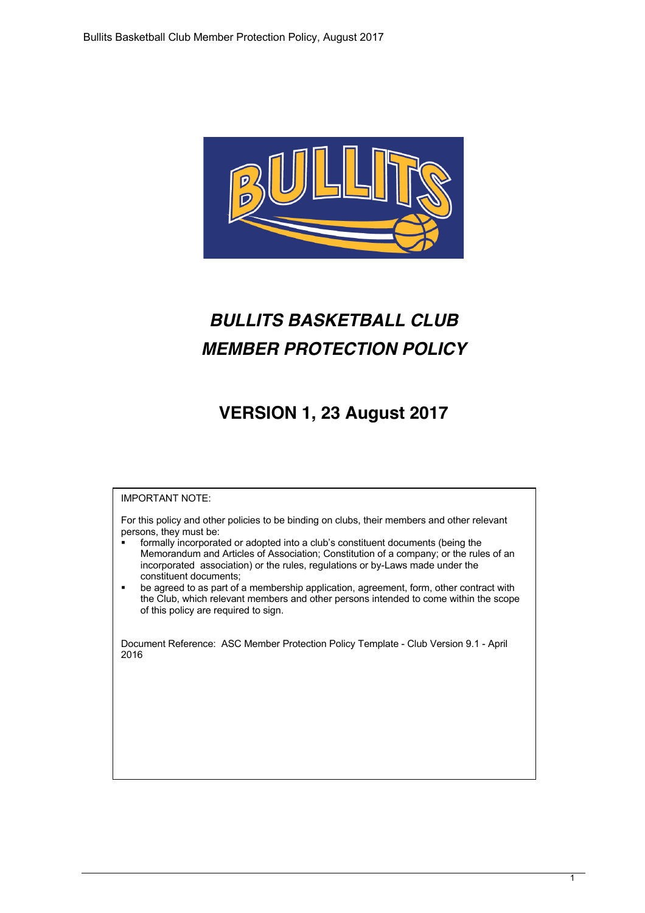# *BULLITS BASKETBALL CLUB*
# *MEMBER PROTECTION POLICY*

## VERSION 1, 23 August 2017

IMPORTANT NOTE:

For this policy and other policies to be binding on clubs, their members and other relevant persons, they must be:

- formally incorporated or adopted into a club's constituent documents (being the Memorandum and Articles of Association; Constitution of a company; or the rules of an incorporated association) or the rules, regulations or by-Laws made under the constituent documents;
- be agreed to as part of a membership application, agreement, form, other contract with the Club, which relevant members and other persons intended to come within the scope of this policy are required to sign.

Document Reference: ASC Member Protection Policy Template - Club Version 9.1 - April 2016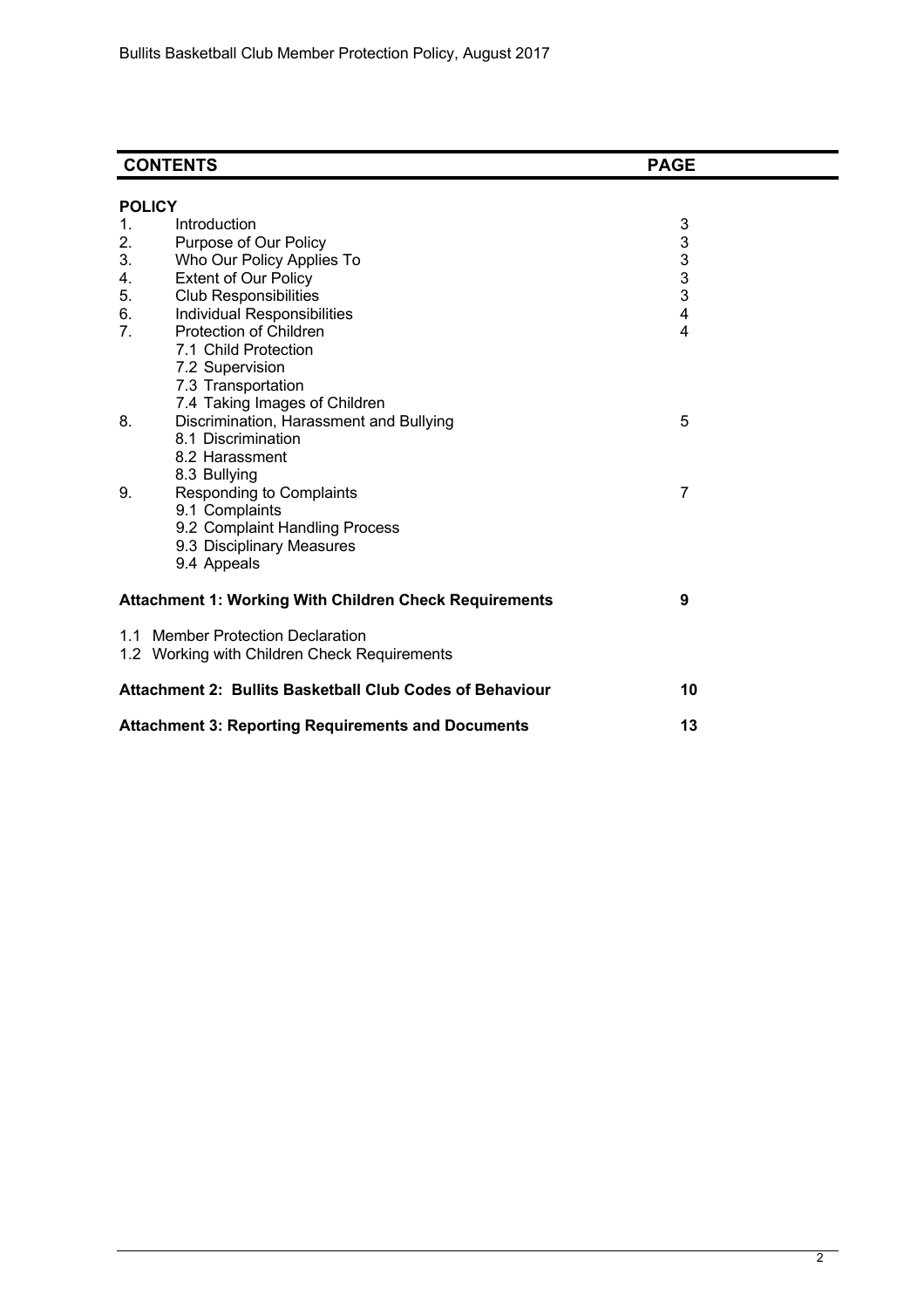| CONTENTS | | PAGE |
|---|---|---|
| **POLICY** | | |
| 1. | Introduction | 3 |
| 2. | Purpose of Our Policy | 3 |
| 3. | Who Our Policy Applies To | 3 |
| 4. | Extent of Our Policy | 3 |
| 5. | Club Responsibilities | 3 |
| 6. | Individual Responsibilities | 4 |
| 7. | Protection of Children | 4 |
| | 7.1 Child Protection | |
| | 7.2 Supervision | |
| | 7.3 Transportation | |
| | 7.4 Taking Images of Children | |
| 8. | Discrimination, Harassment and Bullying | 5 |
| | 8.1 Discrimination | |
| | 8.2 Harassment | |
| | 8.3 Bullying | |
| 9. | Responding to Complaints | 7 |
| | 9.1 Complaints | |
| | 9.2 Complaint Handling Process | |
| | 9.3 Disciplinary Measures | |
| | 9.4 Appeals | |
| **Attachment 1: Working With Children Check Requirements** | | **9** |
| 1.1 Member Protection Declaration | | |
| 1.2 Working with Children Check Requirements | | |
| **Attachment 2: Bullits Basketball Club Codes of Behaviour** | | **10** |
| **Attachment 3: Reporting Requirements and Documents** | | **13** |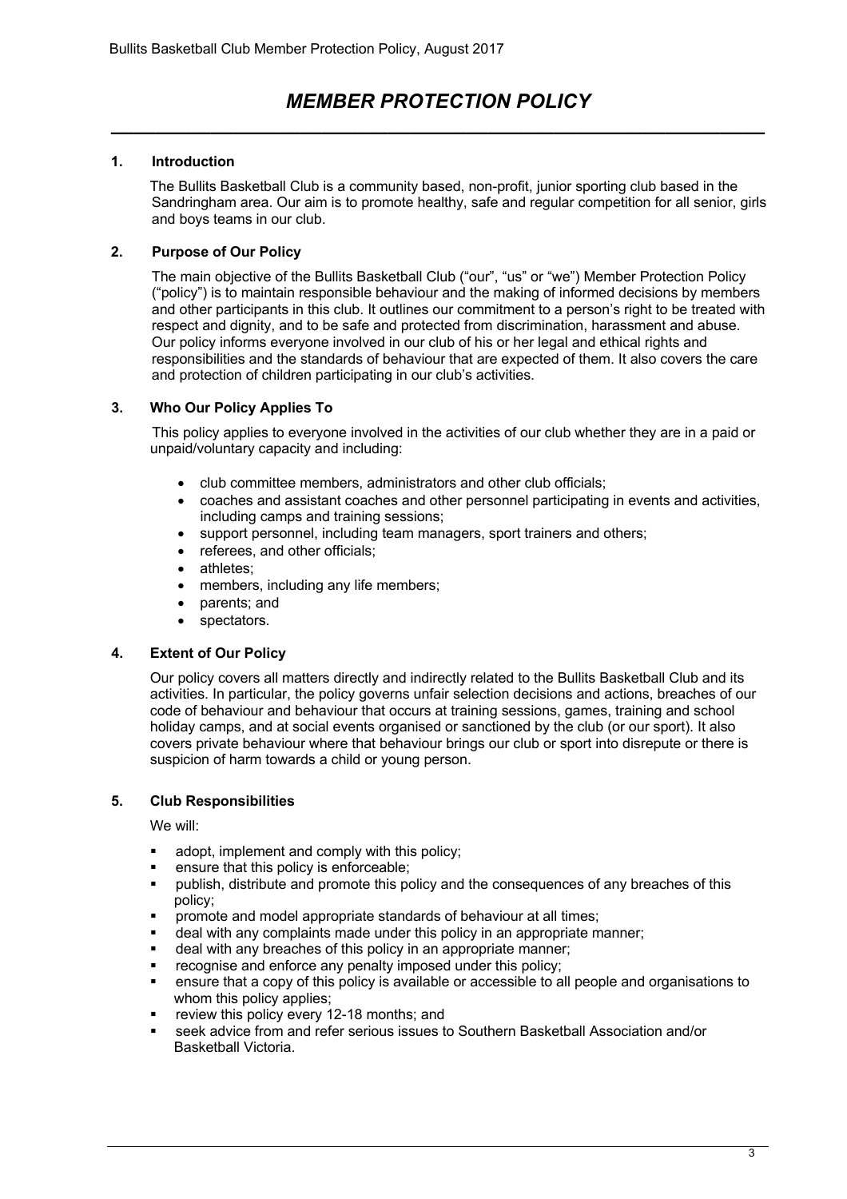# MEMBER PROTECTION POLICY

## 1. Introduction

The Bullits Basketball Club is a community based, non-profit, junior sporting club based in the Sandringham area. Our aim is to promote healthy, safe and regular competition for all senior, girls and boys teams in our club.

## 2. Purpose of Our Policy

The main objective of the Bullits Basketball Club ("our", "us" or "we") Member Protection Policy ("policy") is to maintain responsible behaviour and the making of informed decisions by members and other participants in this club. It outlines our commitment to a person's right to be treated with respect and dignity, and to be safe and protected from discrimination, harassment and abuse. Our policy informs everyone involved in our club of his or her legal and ethical rights and responsibilities and the standards of behaviour that are expected of them. It also covers the care and protection of children participating in our club's activities.

## 3. Who Our Policy Applies To

This policy applies to everyone involved in the activities of our club whether they are in a paid or unpaid/voluntary capacity and including:

- club committee members, administrators and other club officials;
- coaches and assistant coaches and other personnel participating in events and activities, including camps and training sessions;
- support personnel, including team managers, sport trainers and others;
- referees, and other officials;
- athletes;
- members, including any life members;
- parents; and
- spectators.

## 4. Extent of Our Policy

Our policy covers all matters directly and indirectly related to the Bullits Basketball Club and its activities. In particular, the policy governs unfair selection decisions and actions, breaches of our code of behaviour and behaviour that occurs at training sessions, games, training and school holiday camps, and at social events organised or sanctioned by the club (or our sport). It also covers private behaviour where that behaviour brings our club or sport into disrepute or there is suspicion of harm towards a child or young person.

## 5. Club Responsibilities

We will:

- adopt, implement and comply with this policy;
- ensure that this policy is enforceable;
- publish, distribute and promote this policy and the consequences of any breaches of this policy;
- promote and model appropriate standards of behaviour at all times;
- deal with any complaints made under this policy in an appropriate manner;
- deal with any breaches of this policy in an appropriate manner;
- recognise and enforce any penalty imposed under this policy;
- ensure that a copy of this policy is available or accessible to all people and organisations to whom this policy applies;
- review this policy every 12-18 months; and
- seek advice from and refer serious issues to Southern Basketball Association and/or Basketball Victoria.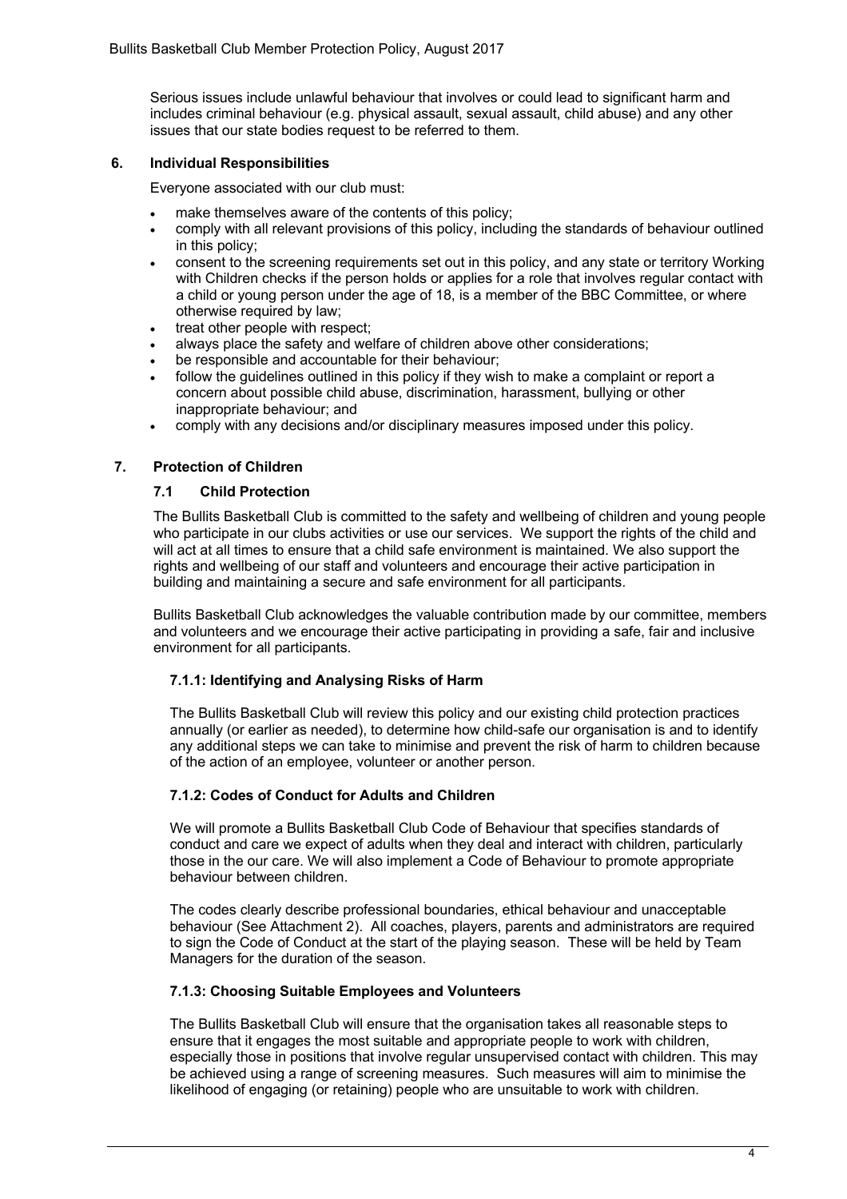Serious issues include unlawful behaviour that involves or could lead to significant harm and includes criminal behaviour (e.g. physical assault, sexual assault, child abuse) and any other issues that our state bodies request to be referred to them.

## 6. Individual Responsibilities

Everyone associated with our club must:

- make themselves aware of the contents of this policy;
- comply with all relevant provisions of this policy, including the standards of behaviour outlined in this policy;
- consent to the screening requirements set out in this policy, and any state or territory Working with Children checks if the person holds or applies for a role that involves regular contact with a child or young person under the age of 18, is a member of the BBC Committee, or where otherwise required by law;
- treat other people with respect;
- always place the safety and welfare of children above other considerations;
- be responsible and accountable for their behaviour;
- follow the guidelines outlined in this policy if they wish to make a complaint or report a concern about possible child abuse, discrimination, harassment, bullying or other inappropriate behaviour; and
- comply with any decisions and/or disciplinary measures imposed under this policy.

## 7. Protection of Children

### 7.1 Child Protection

The Bullits Basketball Club is committed to the safety and wellbeing of children and young people who participate in our clubs activities or use our services. We support the rights of the child and will act at all times to ensure that a child safe environment is maintained. We also support the rights and wellbeing of our staff and volunteers and encourage their active participation in building and maintaining a secure and safe environment for all participants.

Bullits Basketball Club acknowledges the valuable contribution made by our committee, members and volunteers and we encourage their active participating in providing a safe, fair and inclusive environment for all participants.

#### 7.1.1: Identifying and Analysing Risks of Harm

The Bullits Basketball Club will review this policy and our existing child protection practices annually (or earlier as needed), to determine how child-safe our organisation is and to identify any additional steps we can take to minimise and prevent the risk of harm to children because of the action of an employee, volunteer or another person.

#### 7.1.2: Codes of Conduct for Adults and Children

We will promote a Bullits Basketball Club Code of Behaviour that specifies standards of conduct and care we expect of adults when they deal and interact with children, particularly those in the our care. We will also implement a Code of Behaviour to promote appropriate behaviour between children.

The codes clearly describe professional boundaries, ethical behaviour and unacceptable behaviour (See Attachment 2). All coaches, players, parents and administrators are required to sign the Code of Conduct at the start of the playing season. These will be held by Team Managers for the duration of the season.

#### 7.1.3: Choosing Suitable Employees and Volunteers

The Bullits Basketball Club will ensure that the organisation takes all reasonable steps to ensure that it engages the most suitable and appropriate people to work with children, especially those in positions that involve regular unsupervised contact with children. This may be achieved using a range of screening measures. Such measures will aim to minimise the likelihood of engaging (or retaining) people who are unsuitable to work with children.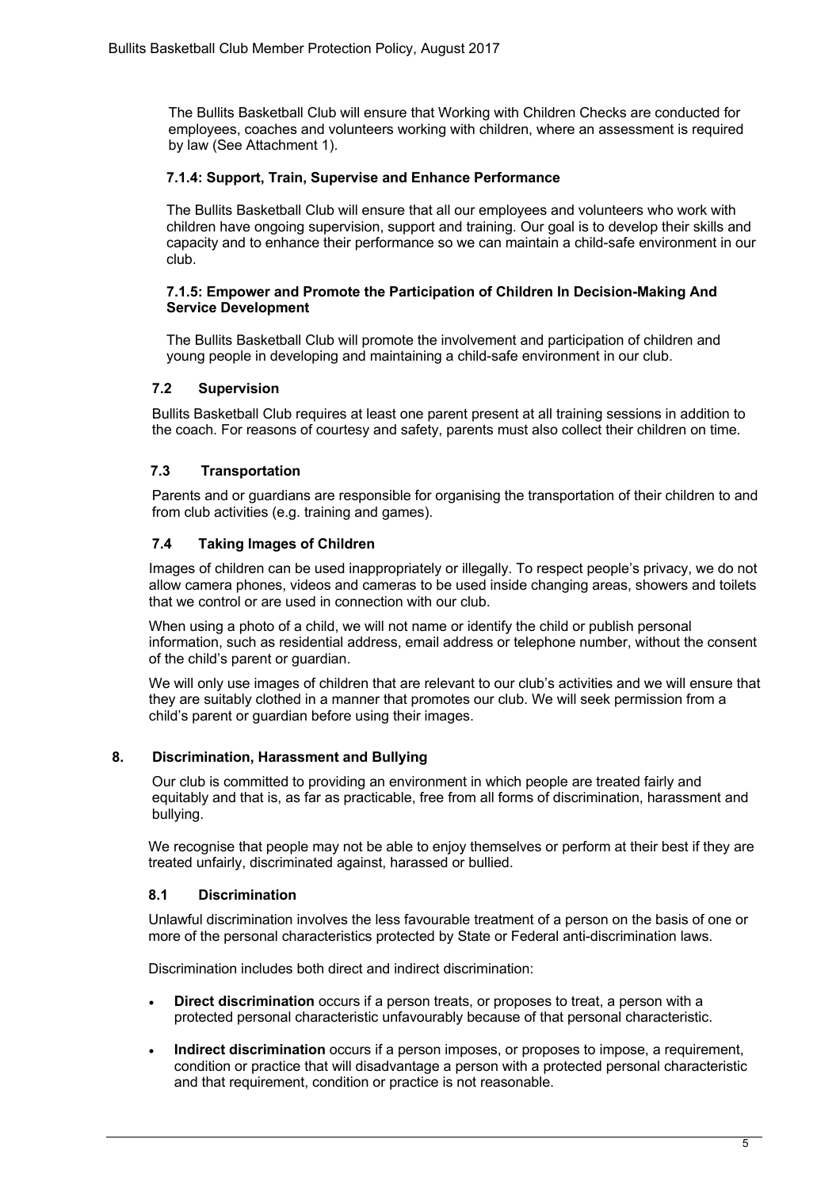The Bullits Basketball Club will ensure that Working with Children Checks are conducted for employees, coaches and volunteers working with children, where an assessment is required by law (See Attachment 1).

#### 7.1.4: Support, Train, Supervise and Enhance Performance

The Bullits Basketball Club will ensure that all our employees and volunteers who work with children have ongoing supervision, support and training. Our goal is to develop their skills and capacity and to enhance their performance so we can maintain a child-safe environment in our club.

#### 7.1.5: Empower and Promote the Participation of Children In Decision-Making And Service Development

The Bullits Basketball Club will promote the involvement and participation of children and young people in developing and maintaining a child-safe environment in our club.

### 7.2 Supervision

Bullits Basketball Club requires at least one parent present at all training sessions in addition to the coach. For reasons of courtesy and safety, parents must also collect their children on time.

### 7.3 Transportation

Parents and or guardians are responsible for organising the transportation of their children to and from club activities (e.g. training and games).

### 7.4 Taking Images of Children

Images of children can be used inappropriately or illegally. To respect people's privacy, we do not allow camera phones, videos and cameras to be used inside changing areas, showers and toilets that we control or are used in connection with our club.

When using a photo of a child, we will not name or identify the child or publish personal information, such as residential address, email address or telephone number, without the consent of the child's parent or guardian.

We will only use images of children that are relevant to our club's activities and we will ensure that they are suitably clothed in a manner that promotes our club. We will seek permission from a child's parent or guardian before using their images.

## 8. Discrimination, Harassment and Bullying

Our club is committed to providing an environment in which people are treated fairly and equitably and that is, as far as practicable, free from all forms of discrimination, harassment and bullying.

We recognise that people may not be able to enjoy themselves or perform at their best if they are treated unfairly, discriminated against, harassed or bullied.

### 8.1 Discrimination

Unlawful discrimination involves the less favourable treatment of a person on the basis of one or more of the personal characteristics protected by State or Federal anti-discrimination laws.

Discrimination includes both direct and indirect discrimination:

- **Direct discrimination** occurs if a person treats, or proposes to treat, a person with a protected personal characteristic unfavourably because of that personal characteristic.
- **Indirect discrimination** occurs if a person imposes, or proposes to impose, a requirement, condition or practice that will disadvantage a person with a protected personal characteristic and that requirement, condition or practice is not reasonable.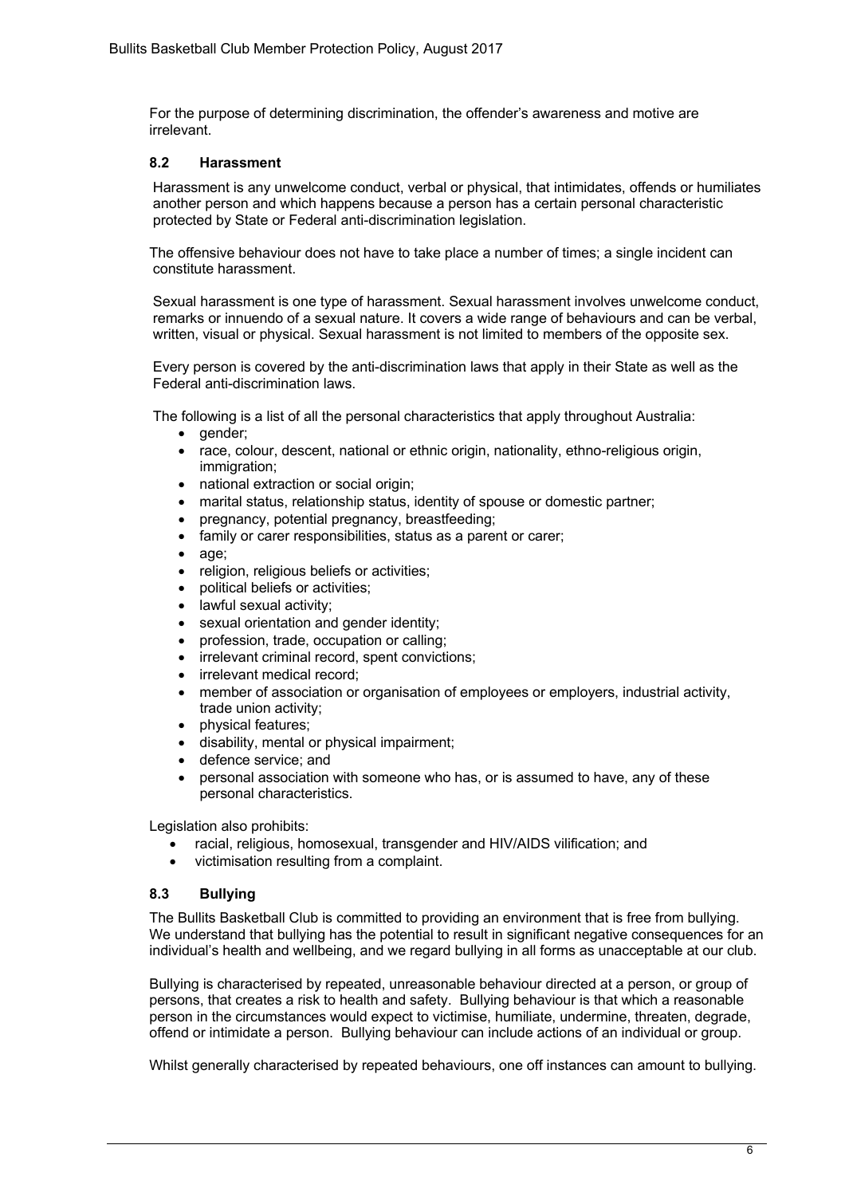For the purpose of determining discrimination, the offender's awareness and motive are irrelevant.

### 8.2 Harassment

Harassment is any unwelcome conduct, verbal or physical, that intimidates, offends or humiliates another person and which happens because a person has a certain personal characteristic protected by State or Federal anti-discrimination legislation.

The offensive behaviour does not have to take place a number of times; a single incident can constitute harassment.

Sexual harassment is one type of harassment. Sexual harassment involves unwelcome conduct, remarks or innuendo of a sexual nature. It covers a wide range of behaviours and can be verbal, written, visual or physical. Sexual harassment is not limited to members of the opposite sex.

Every person is covered by the anti-discrimination laws that apply in their State as well as the Federal anti-discrimination laws.

The following is a list of all the personal characteristics that apply throughout Australia:

- gender;
- race, colour, descent, national or ethnic origin, nationality, ethno-religious origin, immigration;
- national extraction or social origin;
- marital status, relationship status, identity of spouse or domestic partner;
- pregnancy, potential pregnancy, breastfeeding;
- family or carer responsibilities, status as a parent or carer;
- age;
- religion, religious beliefs or activities;
- political beliefs or activities;
- lawful sexual activity;
- sexual orientation and gender identity;
- profession, trade, occupation or calling;
- irrelevant criminal record, spent convictions;
- irrelevant medical record;
- member of association or organisation of employees or employers, industrial activity, trade union activity;
- physical features;
- disability, mental or physical impairment;
- defence service; and
- personal association with someone who has, or is assumed to have, any of these personal characteristics.

Legislation also prohibits:

- racial, religious, homosexual, transgender and HIV/AIDS vilification; and
- victimisation resulting from a complaint.

### 8.3 Bullying

The Bullits Basketball Club is committed to providing an environment that is free from bullying. We understand that bullying has the potential to result in significant negative consequences for an individual's health and wellbeing, and we regard bullying in all forms as unacceptable at our club.

Bullying is characterised by repeated, unreasonable behaviour directed at a person, or group of persons, that creates a risk to health and safety. Bullying behaviour is that which a reasonable person in the circumstances would expect to victimise, humiliate, undermine, threaten, degrade, offend or intimidate a person. Bullying behaviour can include actions of an individual or group.

Whilst generally characterised by repeated behaviours, one off instances can amount to bullying.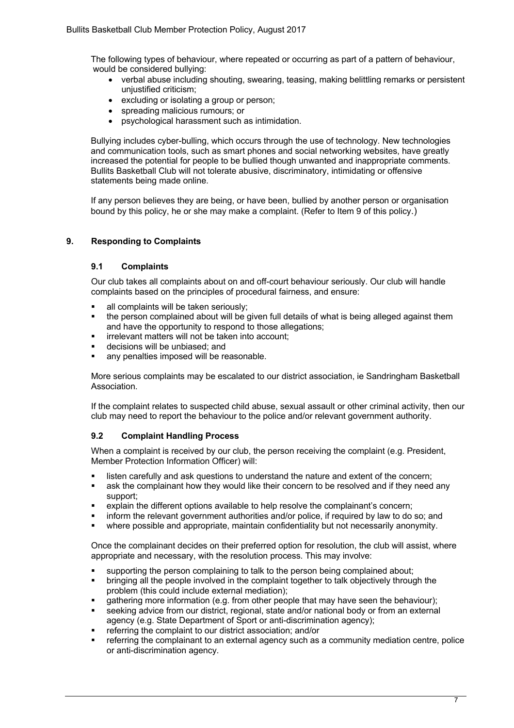The following types of behaviour, where repeated or occurring as part of a pattern of behaviour, would be considered bullying:

- verbal abuse including shouting, swearing, teasing, making belittling remarks or persistent unjustified criticism;
- excluding or isolating a group or person;
- spreading malicious rumours; or
- psychological harassment such as intimidation.

Bullying includes cyber-bulling, which occurs through the use of technology. New technologies and communication tools, such as smart phones and social networking websites, have greatly increased the potential for people to be bullied though unwanted and inappropriate comments. Bullits Basketball Club will not tolerate abusive, discriminatory, intimidating or offensive statements being made online.

If any person believes they are being, or have been, bullied by another person or organisation bound by this policy, he or she may make a complaint. (Refer to Item 9 of this policy.)

## 9. Responding to Complaints

### 9.1 Complaints

Our club takes all complaints about on and off-court behaviour seriously. Our club will handle complaints based on the principles of procedural fairness, and ensure:

- all complaints will be taken seriously;
- the person complained about will be given full details of what is being alleged against them and have the opportunity to respond to those allegations;
- irrelevant matters will not be taken into account;
- decisions will be unbiased; and
- any penalties imposed will be reasonable.

More serious complaints may be escalated to our district association, ie Sandringham Basketball Association.

If the complaint relates to suspected child abuse, sexual assault or other criminal activity, then our club may need to report the behaviour to the police and/or relevant government authority.

### 9.2 Complaint Handling Process

When a complaint is received by our club, the person receiving the complaint (e.g. President, Member Protection Information Officer) will:

- listen carefully and ask questions to understand the nature and extent of the concern;
- ask the complainant how they would like their concern to be resolved and if they need any support;
- explain the different options available to help resolve the complainant's concern;
- inform the relevant government authorities and/or police, if required by law to do so; and
- where possible and appropriate, maintain confidentiality but not necessarily anonymity.

Once the complainant decides on their preferred option for resolution, the club will assist, where appropriate and necessary, with the resolution process. This may involve:

- supporting the person complaining to talk to the person being complained about;
- bringing all the people involved in the complaint together to talk objectively through the problem (this could include external mediation);
- gathering more information (e.g. from other people that may have seen the behaviour);
- seeking advice from our district, regional, state and/or national body or from an external agency (e.g. State Department of Sport or anti-discrimination agency);
- referring the complaint to our district association; and/or
- referring the complainant to an external agency such as a community mediation centre, police or anti-discrimination agency.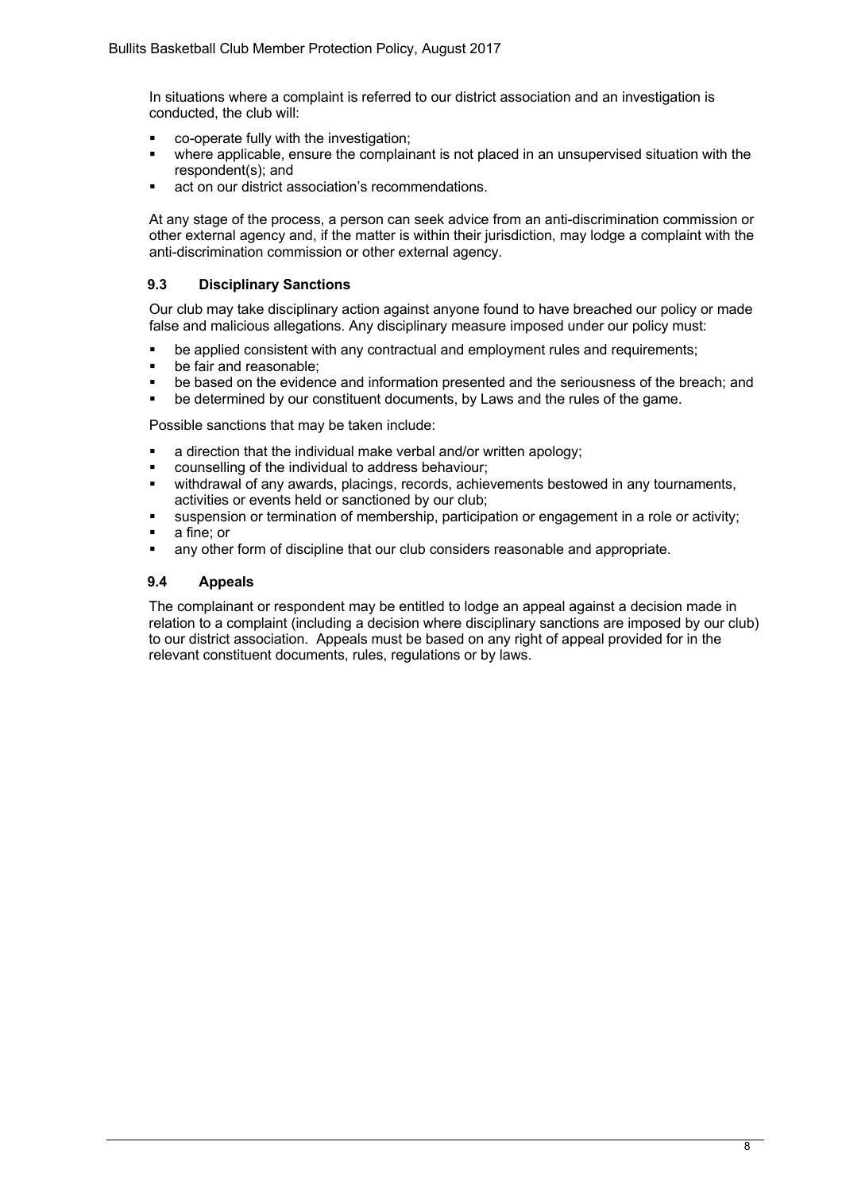In situations where a complaint is referred to our district association and an investigation is conducted, the club will:

- co-operate fully with the investigation;
- where applicable, ensure the complainant is not placed in an unsupervised situation with the respondent(s); and
- act on our district association's recommendations.

At any stage of the process, a person can seek advice from an anti-discrimination commission or other external agency and, if the matter is within their jurisdiction, may lodge a complaint with the anti-discrimination commission or other external agency.

### 9.3 Disciplinary Sanctions

Our club may take disciplinary action against anyone found to have breached our policy or made false and malicious allegations. Any disciplinary measure imposed under our policy must:

- be applied consistent with any contractual and employment rules and requirements;
- be fair and reasonable;
- be based on the evidence and information presented and the seriousness of the breach; and
- be determined by our constituent documents, by Laws and the rules of the game.

Possible sanctions that may be taken include:

- a direction that the individual make verbal and/or written apology;
- counselling of the individual to address behaviour;
- withdrawal of any awards, placings, records, achievements bestowed in any tournaments, activities or events held or sanctioned by our club;
- suspension or termination of membership, participation or engagement in a role or activity;
- a fine; or
- any other form of discipline that our club considers reasonable and appropriate.

### 9.4 Appeals

The complainant or respondent may be entitled to lodge an appeal against a decision made in relation to a complaint (including a decision where disciplinary sanctions are imposed by our club) to our district association. Appeals must be based on any right of appeal provided for in the relevant constituent documents, rules, regulations or by laws.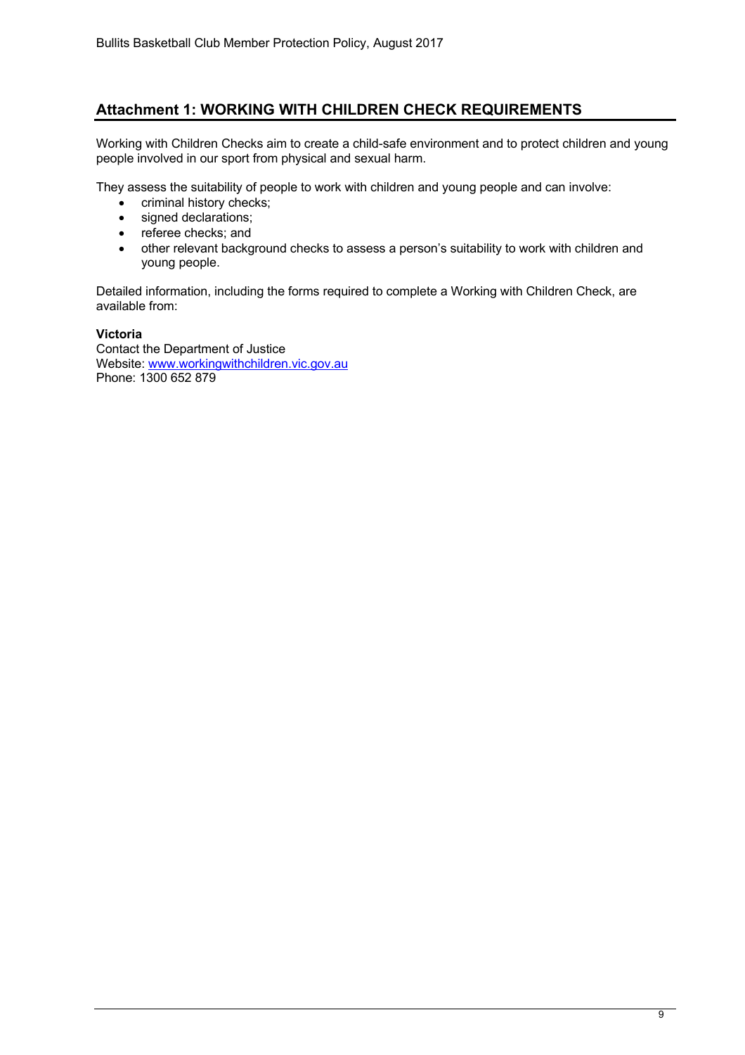## Attachment 1: WORKING WITH CHILDREN CHECK REQUIREMENTS

Working with Children Checks aim to create a child-safe environment and to protect children and young people involved in our sport from physical and sexual harm.

They assess the suitability of people to work with children and young people and can involve:

- criminal history checks;
- signed declarations;
- referee checks; and
- other relevant background checks to assess a person's suitability to work with children and young people.

Detailed information, including the forms required to complete a Working with Children Check, are available from:

**Victoria**
Contact the Department of Justice
Website: [www.workingwithchildren.vic.gov.au](http://www.workingwithchildren.vic.gov.au)
Phone: 1300 652 879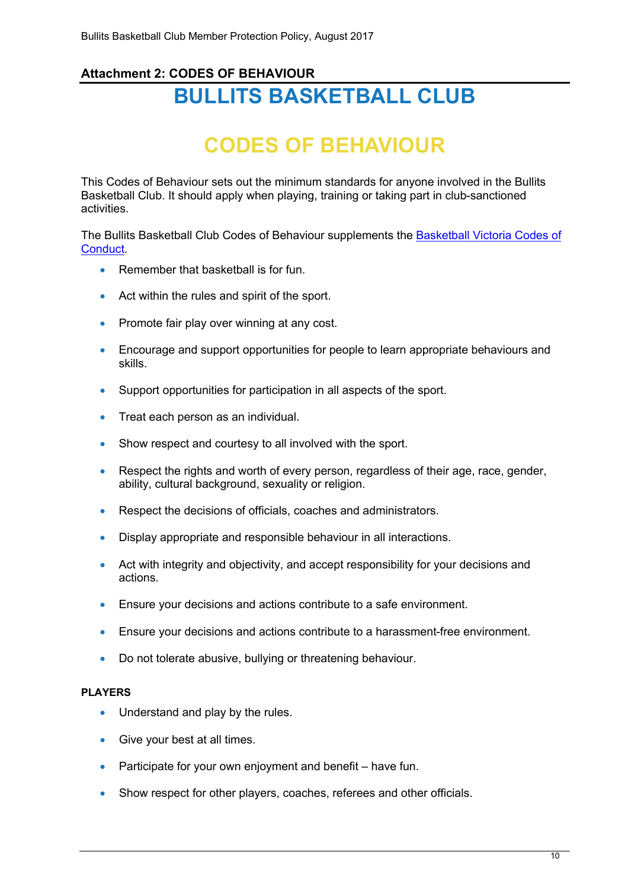**Attachment 2: CODES OF BEHAVIOUR**

# BULLITS BASKETBALL CLUB

# CODES OF BEHAVIOUR

This Codes of Behaviour sets out the minimum standards for anyone involved in the Bullits Basketball Club. It should apply when playing, training or taking part in club-sanctioned activities.

The Bullits Basketball Club Codes of Behaviour supplements the Basketball Victoria Codes of Conduct.

- Remember that basketball is for fun.
- Act within the rules and spirit of the sport.
- Promote fair play over winning at any cost.
- Encourage and support opportunities for people to learn appropriate behaviours and skills.
- Support opportunities for participation in all aspects of the sport.
- Treat each person as an individual.
- Show respect and courtesy to all involved with the sport.
- Respect the rights and worth of every person, regardless of their age, race, gender, ability, cultural background, sexuality or religion.
- Respect the decisions of officials, coaches and administrators.
- Display appropriate and responsible behaviour in all interactions.
- Act with integrity and objectivity, and accept responsibility for your decisions and actions.
- Ensure your decisions and actions contribute to a safe environment.
- Ensure your decisions and actions contribute to a harassment-free environment.
- Do not tolerate abusive, bullying or threatening behaviour.

**PLAYERS**

- Understand and play by the rules.
- Give your best at all times.
- Participate for your own enjoyment and benefit – have fun.
- Show respect for other players, coaches, referees and other officials.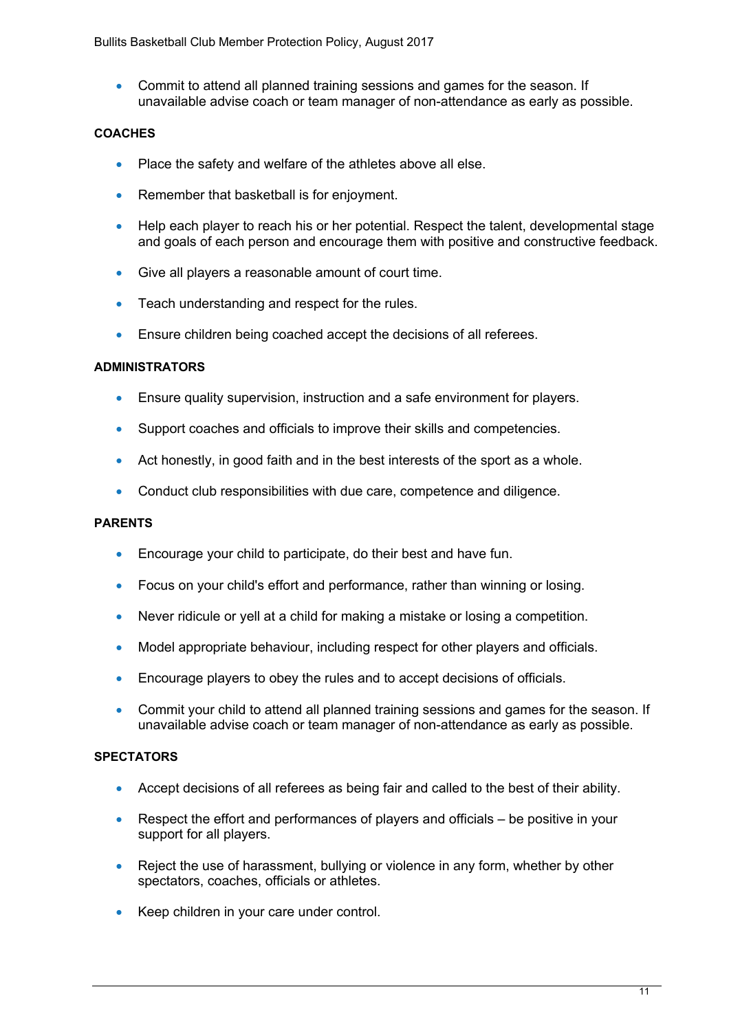- Commit to attend all planned training sessions and games for the season. If unavailable advise coach or team manager of non-attendance as early as possible.

**COACHES**

- Place the safety and welfare of the athletes above all else.
- Remember that basketball is for enjoyment.
- Help each player to reach his or her potential. Respect the talent, developmental stage and goals of each person and encourage them with positive and constructive feedback.
- Give all players a reasonable amount of court time.
- Teach understanding and respect for the rules.
- Ensure children being coached accept the decisions of all referees.

**ADMINISTRATORS**

- Ensure quality supervision, instruction and a safe environment for players.
- Support coaches and officials to improve their skills and competencies.
- Act honestly, in good faith and in the best interests of the sport as a whole.
- Conduct club responsibilities with due care, competence and diligence.

**PARENTS**

- Encourage your child to participate, do their best and have fun.
- Focus on your child's effort and performance, rather than winning or losing.
- Never ridicule or yell at a child for making a mistake or losing a competition.
- Model appropriate behaviour, including respect for other players and officials.
- Encourage players to obey the rules and to accept decisions of officials.
- Commit your child to attend all planned training sessions and games for the season. If unavailable advise coach or team manager of non-attendance as early as possible.

**SPECTATORS**

- Accept decisions of all referees as being fair and called to the best of their ability.
- Respect the effort and performances of players and officials – be positive in your support for all players.
- Reject the use of harassment, bullying or violence in any form, whether by other spectators, coaches, officials or athletes.
- Keep children in your care under control.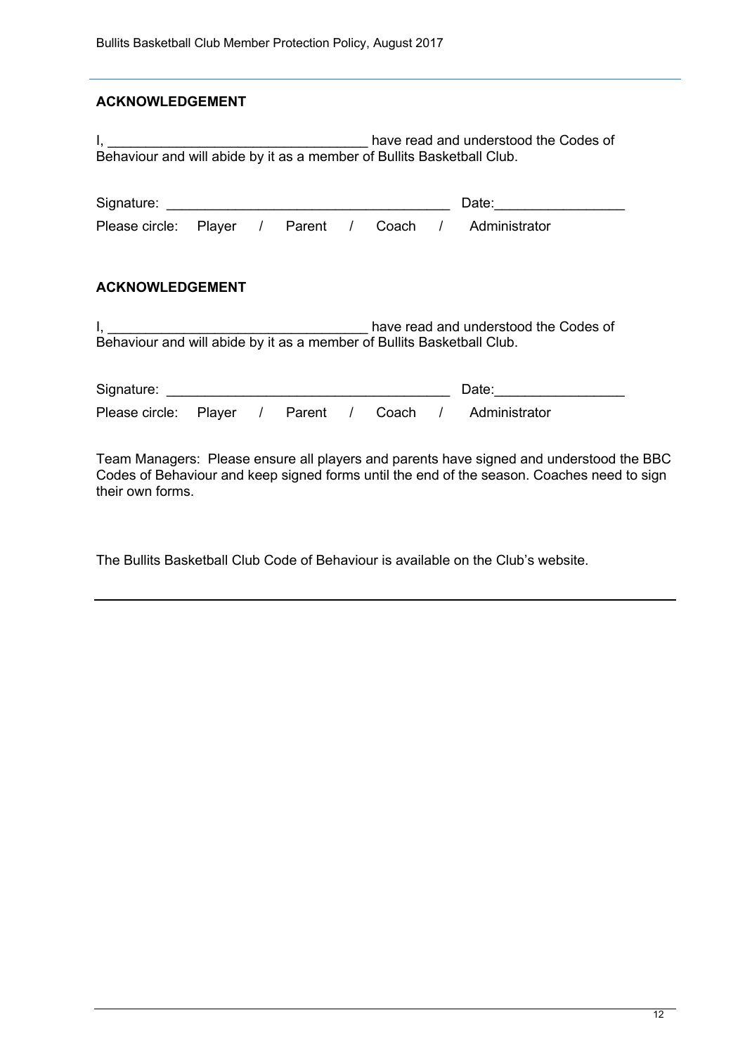## ACKNOWLEDGEMENT

I, _________________________________ have read and understood the Codes of Behaviour and will abide by it as a member of Bullits Basketball Club.

Signature: ____________________________________ Date:________________

Please circle: Player / Parent / Coach / Administrator

## ACKNOWLEDGEMENT

I, _________________________________ have read and understood the Codes of Behaviour and will abide by it as a member of Bullits Basketball Club.

Signature: ____________________________________ Date:________________

Please circle: Player / Parent / Coach / Administrator

Team Managers: Please ensure all players and parents have signed and understood the BBC Codes of Behaviour and keep signed forms until the end of the season. Coaches need to sign their own forms.

The Bullits Basketball Club Code of Behaviour is available on the Club's website.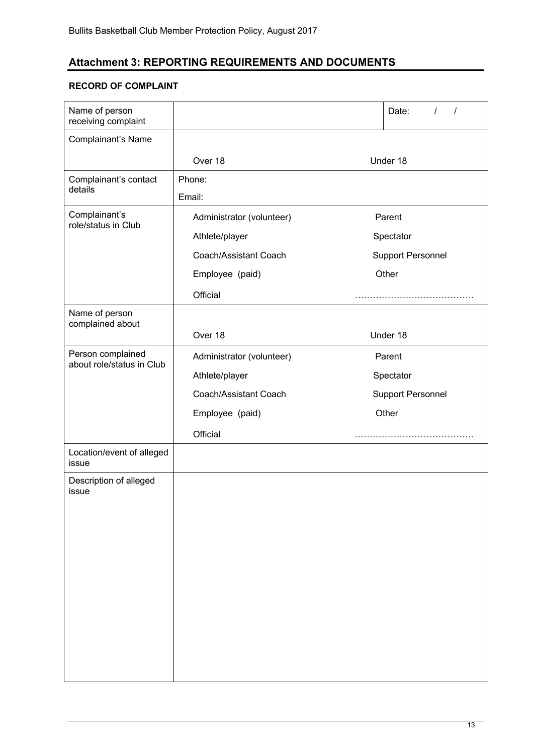## Attachment 3: REPORTING REQUIREMENTS AND DOCUMENTS

**RECORD OF COMPLAINT**

| | | |
|---|---|---|
| Name of person receiving complaint | | Date: / / |
| Complainant's Name | Over 18 | Under 18 |
| Complainant's contact details | Phone:<br>Email: | |
| Complainant's role/status in Club | Administrator (volunteer)<br>Athlete/player<br>Coach/Assistant Coach<br>Employee (paid)<br>Official | Parent<br>Spectator<br>Support Personnel<br>Other<br>………………………………… |
| Name of person complained about | Over 18 | Under 18 |
| Person complained about role/status in Club | Administrator (volunteer)<br>Athlete/player<br>Coach/Assistant Coach<br>Employee (paid)<br>Official | Parent<br>Spectator<br>Support Personnel<br>Other<br>………………………………… |
| Location/event of alleged issue | | |
| Description of alleged issue | | |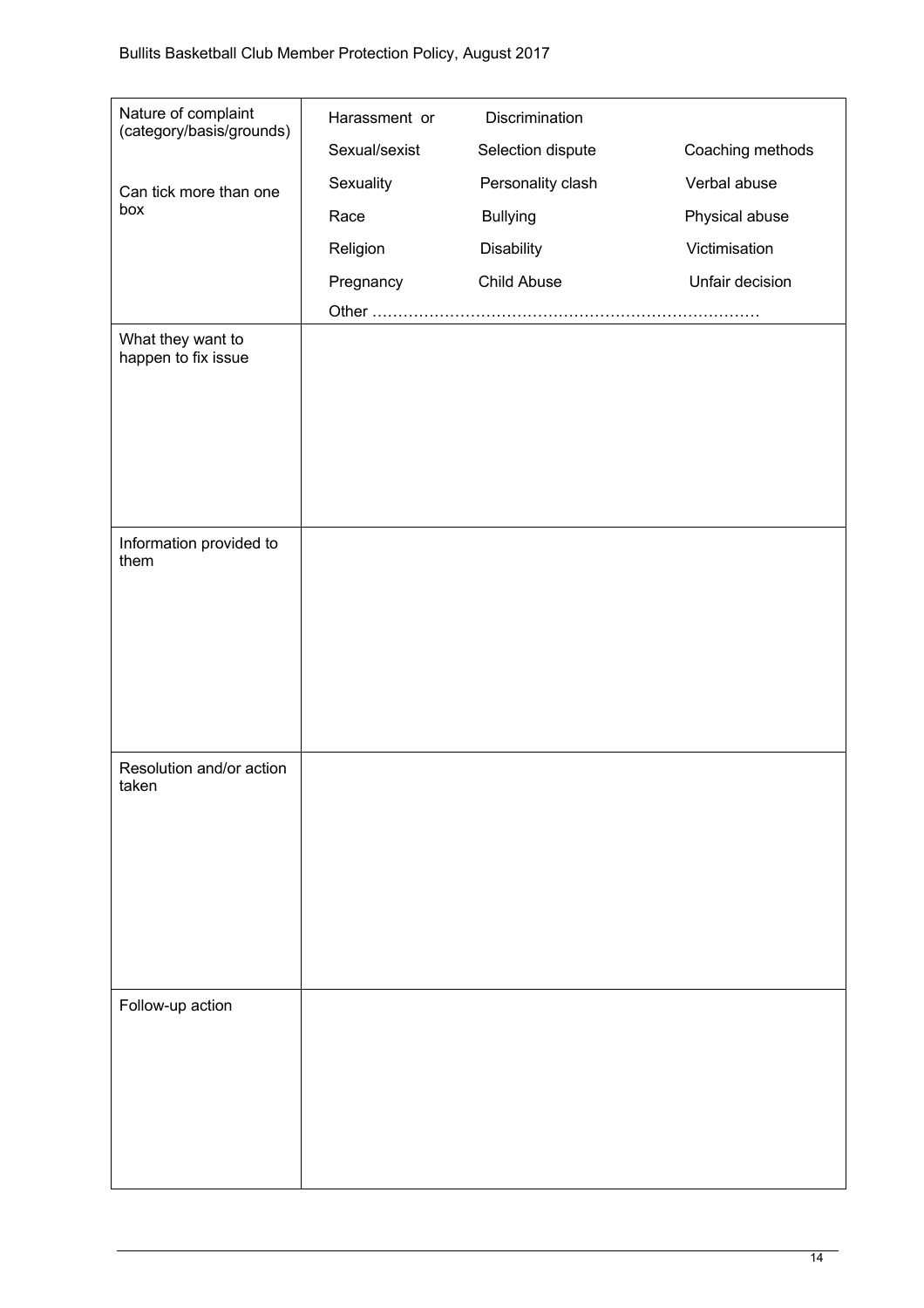| | |
|---|---|
| Nature of complaint (category/basis/grounds)<br><br>Can tick more than one box | Harassment or Discrimination<br>Sexual/sexist Selection dispute Coaching methods<br>Sexuality Personality clash Verbal abuse<br>Race Bullying Physical abuse<br>Religion Disability Victimisation<br>Pregnancy Child Abuse Unfair decision<br>Other ………………………………………………………………… |
| What they want to happen to fix issue | |
| Information provided to them | |
| Resolution and/or action taken | |
| Follow-up action | |